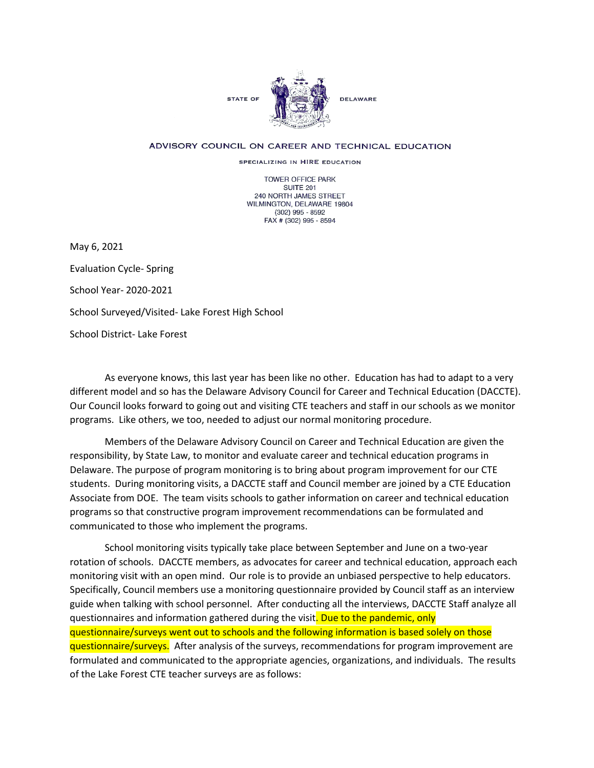STATE OF DELAWARE

ADVISORY COUNCIL ON CAREER AND TECHNICAL EDUCATION

SPECIALIZING IN HIRE EDUCATION

TOWER OFFICE PARK
SUITE 201
240 NORTH JAMES STREET
WILMINGTON, DELAWARE 19804
(302) 995 - 8592
FAX # (302) 995 - 8594

May 6, 2021

Evaluation Cycle- Spring

School Year- 2020-2021

School Surveyed/Visited- Lake Forest High School

School District- Lake Forest

As everyone knows, this last year has been like no other. Education has had to adapt to a very different model and so has the Delaware Advisory Council for Career and Technical Education (DACCTE). Our Council looks forward to going out and visiting CTE teachers and staff in our schools as we monitor programs. Like others, we too, needed to adjust our normal monitoring procedure.

Members of the Delaware Advisory Council on Career and Technical Education are given the responsibility, by State Law, to monitor and evaluate career and technical education programs in Delaware. The purpose of program monitoring is to bring about program improvement for our CTE students. During monitoring visits, a DACCTE staff and Council member are joined by a CTE Education Associate from DOE. The team visits schools to gather information on career and technical education programs so that constructive program improvement recommendations can be formulated and communicated to those who implement the programs.

School monitoring visits typically take place between September and June on a two-year rotation of schools. DACCTE members, as advocates for career and technical education, approach each monitoring visit with an open mind. Our role is to provide an unbiased perspective to help educators. Specifically, Council members use a monitoring questionnaire provided by Council staff as an interview guide when talking with school personnel. After conducting all the interviews, DACCTE Staff analyze all questionnaires and information gathered during the visit. Due to the pandemic, only questionnaire/surveys went out to schools and the following information is based solely on those questionnaire/surveys. After analysis of the surveys, recommendations for program improvement are formulated and communicated to the appropriate agencies, organizations, and individuals. The results of the Lake Forest CTE teacher surveys are as follows: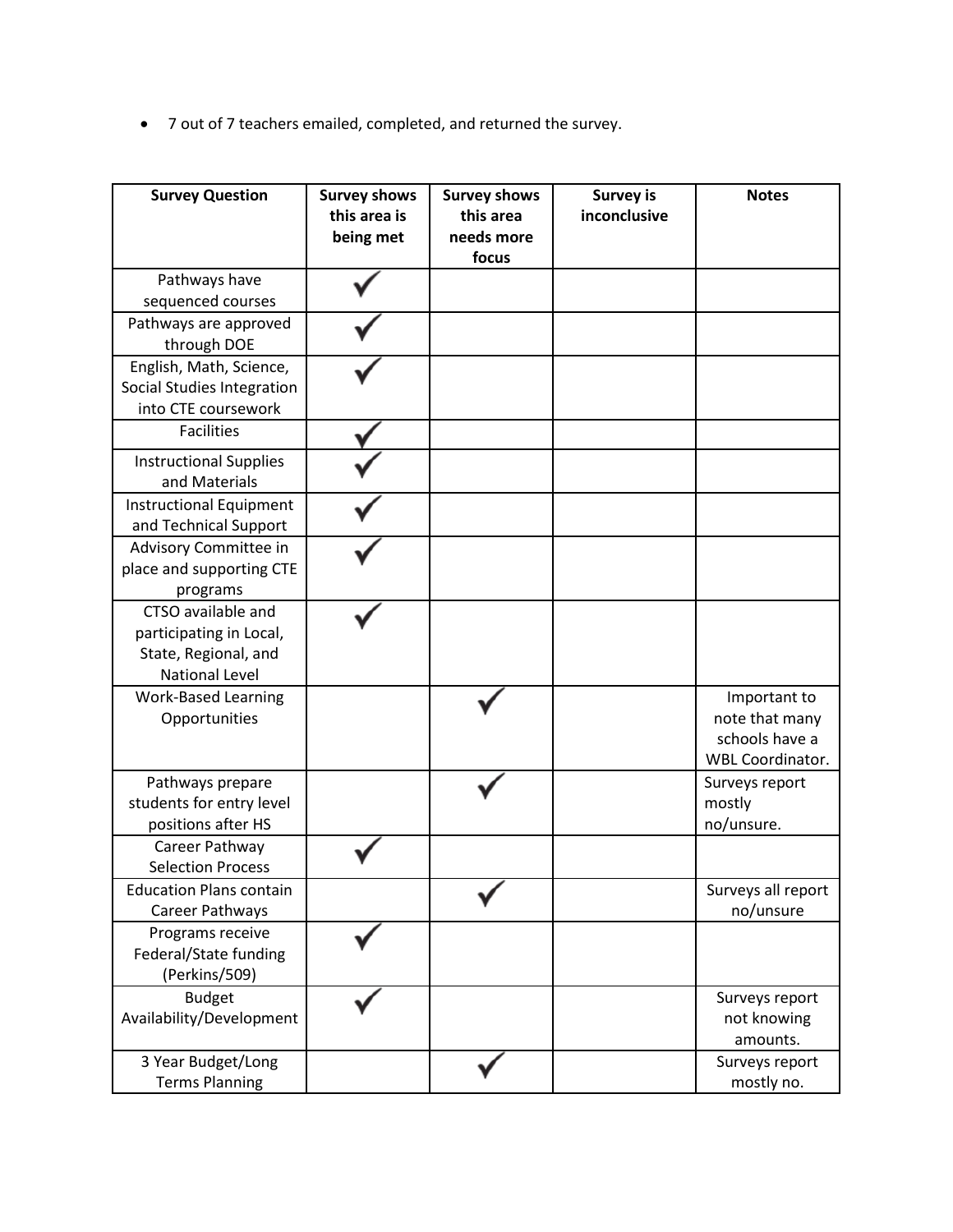- 7 out of 7 teachers emailed, completed, and returned the survey.

| Survey Question | Survey shows this area is being met | Survey shows this area needs more focus | Survey is inconclusive | Notes |
|---|---|---|---|---|
| Pathways have sequenced courses | ✓ | | | |
| Pathways are approved through DOE | ✓ | | | |
| English, Math, Science, Social Studies Integration into CTE coursework | ✓ | | | |
| Facilities | ✓ | | | |
| Instructional Supplies and Materials | ✓ | | | |
| Instructional Equipment and Technical Support | ✓ | | | |
| Advisory Committee in place and supporting CTE programs | ✓ | | | |
| CTSO available and participating in Local, State, Regional, and National Level | ✓ | | | |
| Work-Based Learning Opportunities | | ✓ | | Important to note that many schools have a WBL Coordinator. |
| Pathways prepare students for entry level positions after HS | | ✓ | | Surveys report mostly no/unsure. |
| Career Pathway Selection Process | ✓ | | | |
| Education Plans contain Career Pathways | | ✓ | | Surveys all report no/unsure |
| Programs receive Federal/State funding (Perkins/509) | ✓ | | | |
| Budget Availability/Development | ✓ | | | Surveys report not knowing amounts. |
| 3 Year Budget/Long Terms Planning | | ✓ | | Surveys report mostly no. |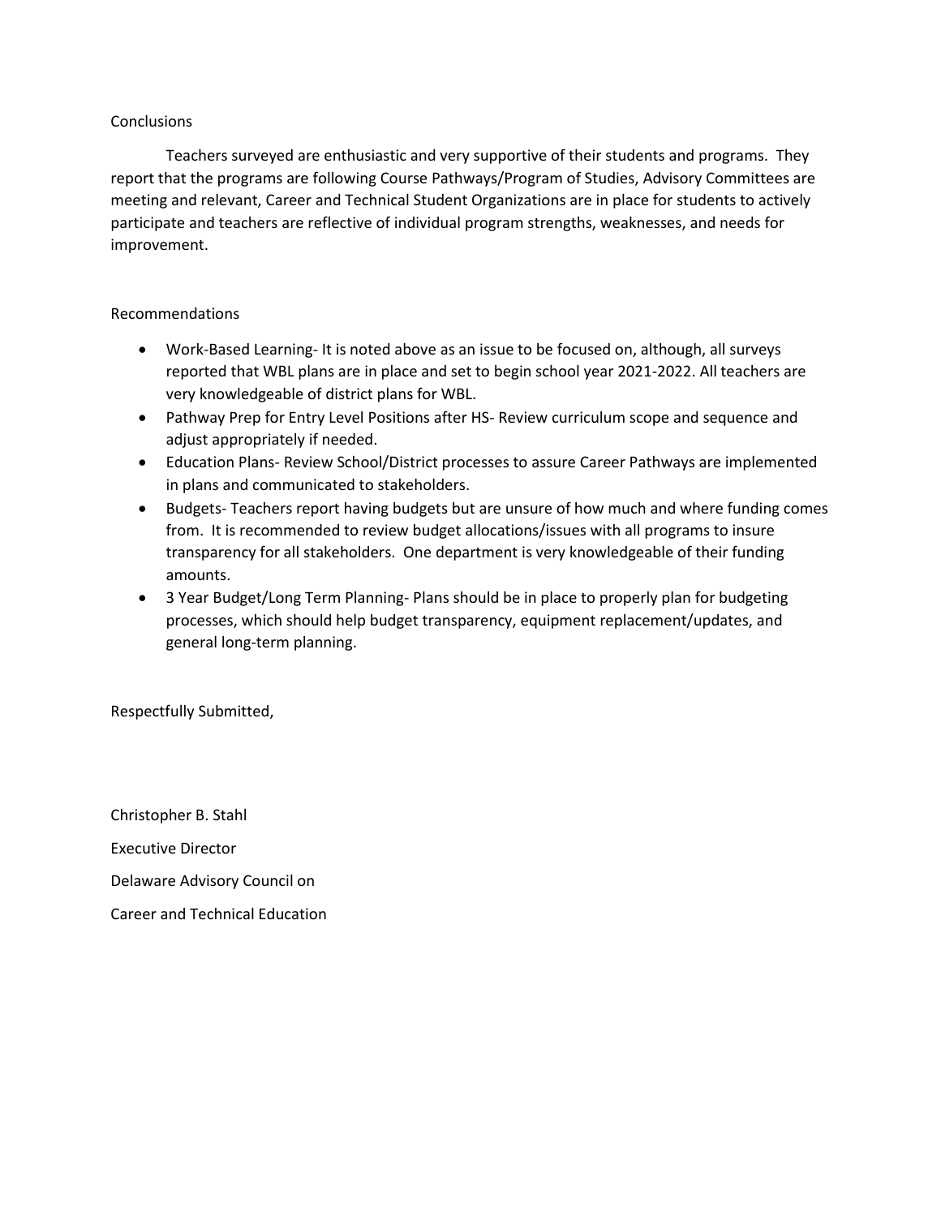## Conclusions

Teachers surveyed are enthusiastic and very supportive of their students and programs. They report that the programs are following Course Pathways/Program of Studies, Advisory Committees are meeting and relevant, Career and Technical Student Organizations are in place for students to actively participate and teachers are reflective of individual program strengths, weaknesses, and needs for improvement.

## Recommendations

- Work-Based Learning- It is noted above as an issue to be focused on, although, all surveys reported that WBL plans are in place and set to begin school year 2021-2022. All teachers are very knowledgeable of district plans for WBL.
- Pathway Prep for Entry Level Positions after HS- Review curriculum scope and sequence and adjust appropriately if needed.
- Education Plans- Review School/District processes to assure Career Pathways are implemented in plans and communicated to stakeholders.
- Budgets- Teachers report having budgets but are unsure of how much and where funding comes from. It is recommended to review budget allocations/issues with all programs to insure transparency for all stakeholders. One department is very knowledgeable of their funding amounts.
- 3 Year Budget/Long Term Planning- Plans should be in place to properly plan for budgeting processes, which should help budget transparency, equipment replacement/updates, and general long-term planning.

Respectfully Submitted,

Christopher B. Stahl

Executive Director

Delaware Advisory Council on

Career and Technical Education